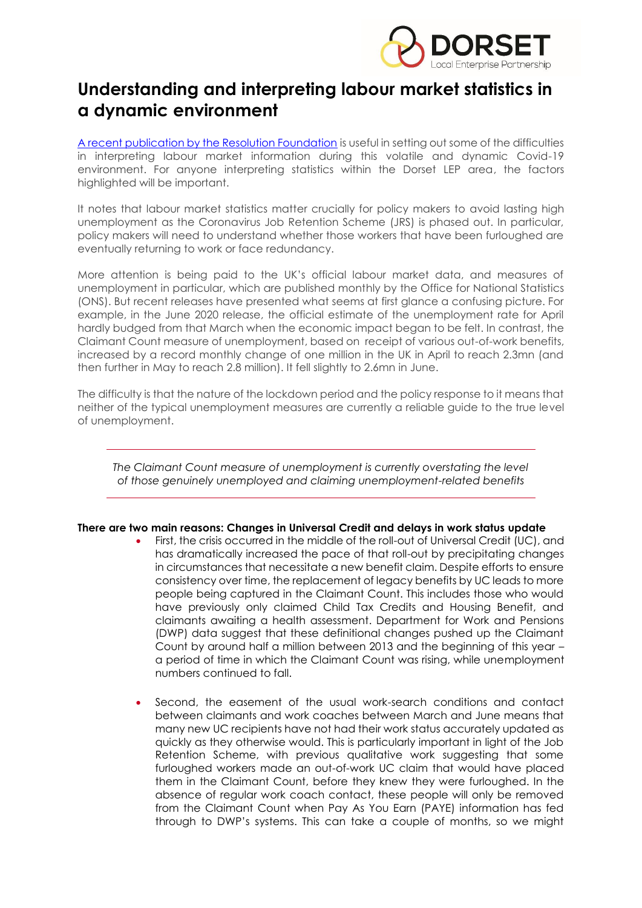# Understanding and interpreting labour market statistics in a dynamic environment

A recent publication by the Resolution Foundation is useful in setting out some of the difficulties in interpreting labour market information during this volatile and dynamic Covid-19 environment. For anyone interpreting statistics within the Dorset LEP area, the factors highlighted will be important.

It notes that labour market statistics matter crucially for policy makers to avoid lasting high unemployment as the Coronavirus Job Retention Scheme (JRS) is phased out. In particular, policy makers will need to understand whether those workers that have been furloughed are eventually returning to work or face redundancy.

More attention is being paid to the UK's official labour market data, and measures of unemployment in particular, which are published monthly by the Office for National Statistics (ONS). But recent releases have presented what seems at first glance a confusing picture. For example, in the June 2020 release, the official estimate of the unemployment rate for April hardly budged from that March when the economic impact began to be felt. In contrast, the Claimant Count measure of unemployment, based on receipt of various out-of-work benefits, increased by a record monthly change of one million in the UK in April to reach 2.3mn (and then further in May to reach 2.8 million). It fell slightly to 2.6mn in June.

The difficulty is that the nature of the lockdown period and the policy response to it means that neither of the typical unemployment measures are currently a reliable guide to the true level of unemployment.

---

*The Claimant Count measure of unemployment is currently overstating the level of those genuinely unemployed and claiming unemployment-related benefits*

---

**There are two main reasons: Changes in Universal Credit and delays in work status update**

- First, the crisis occurred in the middle of the roll-out of Universal Credit (UC), and has dramatically increased the pace of that roll-out by precipitating changes in circumstances that necessitate a new benefit claim. Despite efforts to ensure consistency over time, the replacement of legacy benefits by UC leads to more people being captured in the Claimant Count. This includes those who would have previously only claimed Child Tax Credits and Housing Benefit, and claimants awaiting a health assessment. Department for Work and Pensions (DWP) data suggest that these definitional changes pushed up the Claimant Count by around half a million between 2013 and the beginning of this year – a period of time in which the Claimant Count was rising, while unemployment numbers continued to fall.

- Second, the easement of the usual work-search conditions and contact between claimants and work coaches between March and June means that many new UC recipients have not had their work status accurately updated as quickly as they otherwise would. This is particularly important in light of the Job Retention Scheme, with previous qualitative work suggesting that some furloughed workers made an out-of-work UC claim that would have placed them in the Claimant Count, before they knew they were furloughed. In the absence of regular work coach contact, these people will only be removed from the Claimant Count when Pay As You Earn (PAYE) information has fed through to DWP's systems. This can take a couple of months, so we might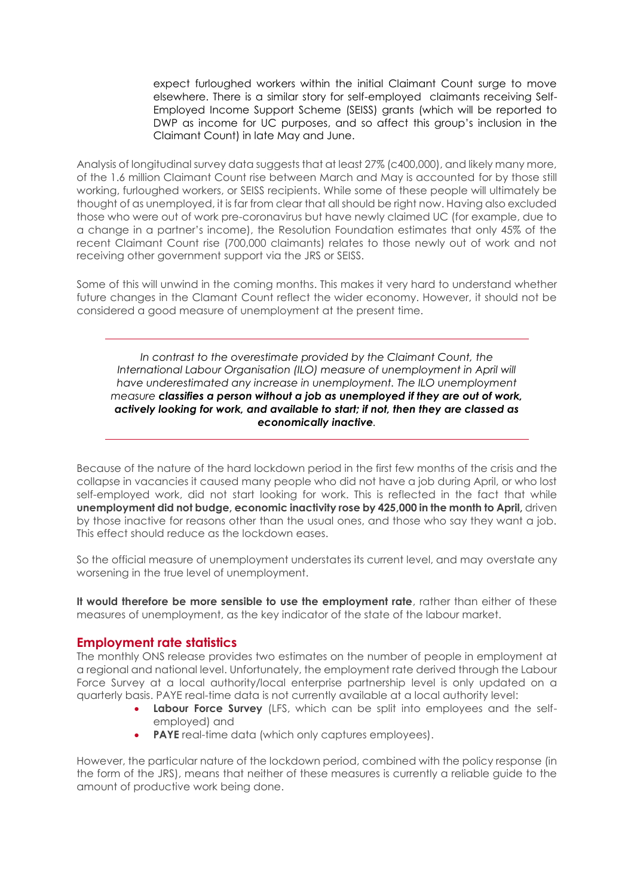expect furloughed workers within the initial Claimant Count surge to move elsewhere. There is a similar story for self-employed claimants receiving Self-Employed Income Support Scheme (SEISS) grants (which will be reported to DWP as income for UC purposes, and so affect this group's inclusion in the Claimant Count) in late May and June.

Analysis of longitudinal survey data suggests that at least 27% (c400,000), and likely many more, of the 1.6 million Claimant Count rise between March and May is accounted for by those still working, furloughed workers, or SEISS recipients. While some of these people will ultimately be thought of as unemployed, it is far from clear that all should be right now. Having also excluded those who were out of work pre-coronavirus but have newly claimed UC (for example, due to a change in a partner's income), the Resolution Foundation estimates that only 45% of the recent Claimant Count rise (700,000 claimants) relates to those newly out of work and not receiving other government support via the JRS or SEISS.

Some of this will unwind in the coming months. This makes it very hard to understand whether future changes in the Clamant Count reflect the wider economy. However, it should not be considered a good measure of unemployment at the present time.

---

*In contrast to the overestimate provided by the Claimant Count, the International Labour Organisation (ILO) measure of unemployment in April will have underestimated any increase in unemployment. The ILO unemployment measure* ***classifies a person without a job as unemployed if they are out of work, actively looking for work, and available to start; if not, then they are classed as economically inactive****.*

---

Because of the nature of the hard lockdown period in the first few months of the crisis and the collapse in vacancies it caused many people who did not have a job during April, or who lost self-employed work, did not start looking for work. This is reflected in the fact that while **unemployment did not budge, economic inactivity rose by 425,000 in the month to April,** driven by those inactive for reasons other than the usual ones, and those who say they want a job. This effect should reduce as the lockdown eases.

So the official measure of unemployment understates its current level, and may overstate any worsening in the true level of unemployment.

**It would therefore be more sensible to use the employment rate**, rather than either of these measures of unemployment, as the key indicator of the state of the labour market.

## Employment rate statistics

The monthly ONS release provides two estimates on the number of people in employment at a regional and national level. Unfortunately, the employment rate derived through the Labour Force Survey at a local authority/local enterprise partnership level is only updated on a quarterly basis. PAYE real-time data is not currently available at a local authority level:

- **Labour Force Survey** (LFS, which can be split into employees and the self-employed) and
- **PAYE** real-time data (which only captures employees).

However, the particular nature of the lockdown period, combined with the policy response (in the form of the JRS), means that neither of these measures is currently a reliable guide to the amount of productive work being done.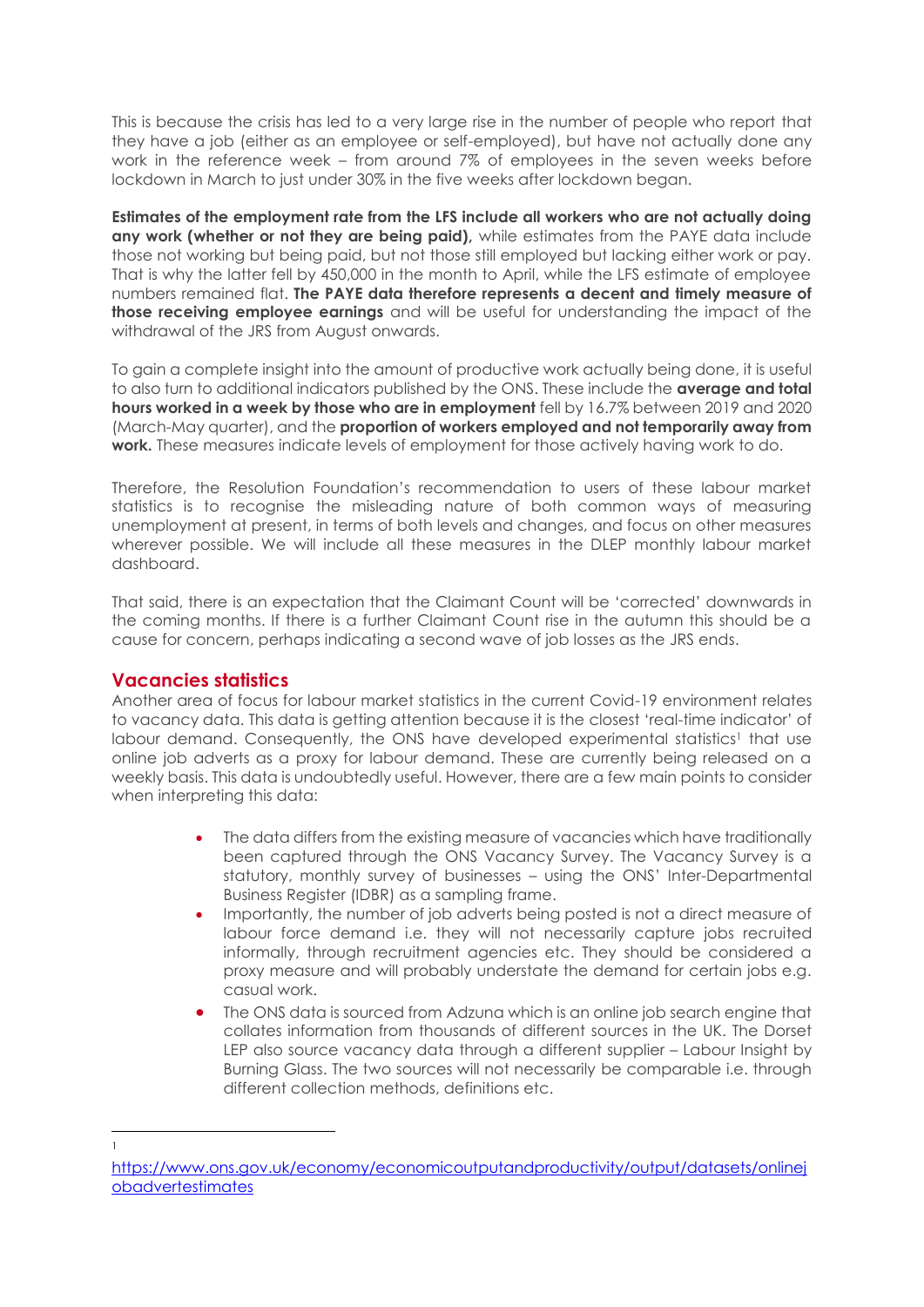This is because the crisis has led to a very large rise in the number of people who report that they have a job (either as an employee or self-employed), but have not actually done any work in the reference week – from around 7% of employees in the seven weeks before lockdown in March to just under 30% in the five weeks after lockdown began.

**Estimates of the employment rate from the LFS include all workers who are not actually doing any work (whether or not they are being paid),** while estimates from the PAYE data include those not working but being paid, but not those still employed but lacking either work or pay. That is why the latter fell by 450,000 in the month to April, while the LFS estimate of employee numbers remained flat. **The PAYE data therefore represents a decent and timely measure of those receiving employee earnings** and will be useful for understanding the impact of the withdrawal of the JRS from August onwards.

To gain a complete insight into the amount of productive work actually being done, it is useful to also turn to additional indicators published by the ONS. These include the **average and total hours worked in a week by those who are in employment** fell by 16.7% between 2019 and 2020 (March-May quarter), and the **proportion of workers employed and not temporarily away from work.** These measures indicate levels of employment for those actively having work to do.

Therefore, the Resolution Foundation's recommendation to users of these labour market statistics is to recognise the misleading nature of both common ways of measuring unemployment at present, in terms of both levels and changes, and focus on other measures wherever possible. We will include all these measures in the DLEP monthly labour market dashboard.

That said, there is an expectation that the Claimant Count will be 'corrected' downwards in the coming months. If there is a further Claimant Count rise in the autumn this should be a cause for concern, perhaps indicating a second wave of job losses as the JRS ends.

## Vacancies statistics

Another area of focus for labour market statistics in the current Covid-19 environment relates to vacancy data. This data is getting attention because it is the closest 'real-time indicator' of labour demand. Consequently, the ONS have developed experimental statistics[1] that use online job adverts as a proxy for labour demand. These are currently being released on a weekly basis. This data is undoubtedly useful. However, there are a few main points to consider when interpreting this data:

- The data differs from the existing measure of vacancies which have traditionally been captured through the ONS Vacancy Survey. The Vacancy Survey is a statutory, monthly survey of businesses – using the ONS' Inter-Departmental Business Register (IDBR) as a sampling frame.
- Importantly, the number of job adverts being posted is not a direct measure of labour force demand i.e. they will not necessarily capture jobs recruited informally, through recruitment agencies etc. They should be considered a proxy measure and will probably understate the demand for certain jobs e.g. casual work.
- The ONS data is sourced from Adzuna which is an online job search engine that collates information from thousands of different sources in the UK. The Dorset LEP also source vacancy data through a different supplier – Labour Insight by Burning Glass. The two sources will not necessarily be comparable i.e. through different collection methods, definitions etc.

[1] https://www.ons.gov.uk/economy/economicoutputandproductivity/output/datasets/onlinejobadvertestimates